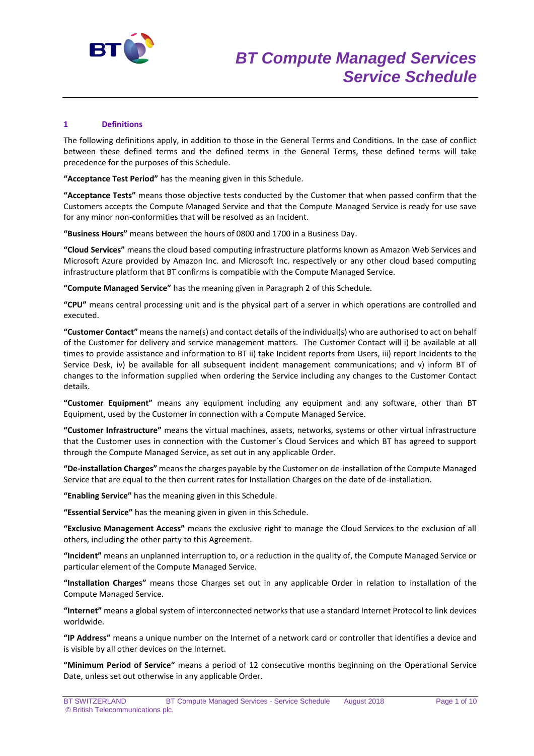# BT Compute Managed Services Service Schedule

## 1 Definitions

The following definitions apply, in addition to those in the General Terms and Conditions. In the case of conflict between these defined terms and the defined terms in the General Terms, these defined terms will take precedence for the purposes of this Schedule.

**"Acceptance Test Period"** has the meaning given in this Schedule.

**"Acceptance Tests"** means those objective tests conducted by the Customer that when passed confirm that the Customers accepts the Compute Managed Service and that the Compute Managed Service is ready for use save for any minor non-conformities that will be resolved as an Incident.

**"Business Hours"** means between the hours of 0800 and 1700 in a Business Day.

**"Cloud Services"** means the cloud based computing infrastructure platforms known as Amazon Web Services and Microsoft Azure provided by Amazon Inc. and Microsoft Inc. respectively or any other cloud based computing infrastructure platform that BT confirms is compatible with the Compute Managed Service.

**"Compute Managed Service"** has the meaning given in Paragraph 2 of this Schedule.

**"CPU"** means central processing unit and is the physical part of a server in which operations are controlled and executed.

**"Customer Contact"** means the name(s) and contact details of the individual(s) who are authorised to act on behalf of the Customer for delivery and service management matters. The Customer Contact will i) be available at all times to provide assistance and information to BT ii) take Incident reports from Users, iii) report Incidents to the Service Desk, iv) be available for all subsequent incident management communications; and v) inform BT of changes to the information supplied when ordering the Service including any changes to the Customer Contact details.

**"Customer Equipment"** means any equipment including any equipment and any software, other than BT Equipment, used by the Customer in connection with a Compute Managed Service.

**"Customer Infrastructure"** means the virtual machines, assets, networks, systems or other virtual infrastructure that the Customer uses in connection with the Customer´s Cloud Services and which BT has agreed to support through the Compute Managed Service, as set out in any applicable Order.

**"De-installation Charges"** means the charges payable by the Customer on de-installation of the Compute Managed Service that are equal to the then current rates for Installation Charges on the date of de-installation.

**"Enabling Service"** has the meaning given in this Schedule.

**"Essential Service"** has the meaning given in given in this Schedule.

**"Exclusive Management Access"** means the exclusive right to manage the Cloud Services to the exclusion of all others, including the other party to this Agreement.

**"Incident"** means an unplanned interruption to, or a reduction in the quality of, the Compute Managed Service or particular element of the Compute Managed Service.

**"Installation Charges"** means those Charges set out in any applicable Order in relation to installation of the Compute Managed Service.

**"Internet"** means a global system of interconnected networks that use a standard Internet Protocol to link devices worldwide.

**"IP Address"** means a unique number on the Internet of a network card or controller that identifies a device and is visible by all other devices on the Internet.

**"Minimum Period of Service"** means a period of 12 consecutive months beginning on the Operational Service Date, unless set out otherwise in any applicable Order.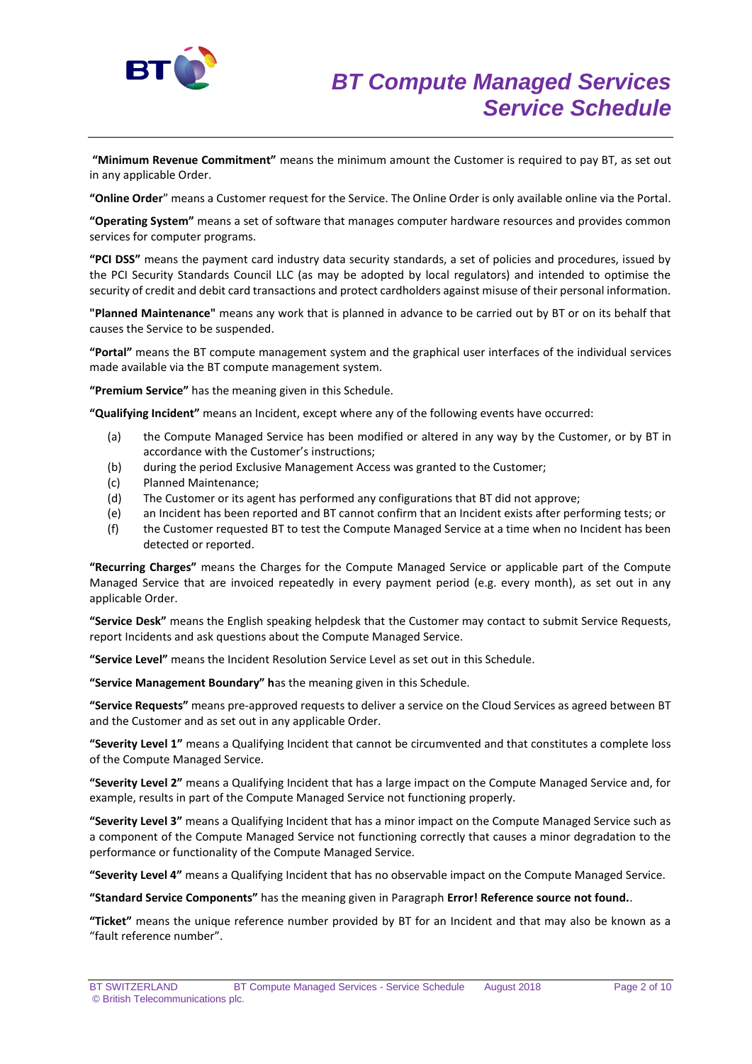**"Minimum Revenue Commitment"** means the minimum amount the Customer is required to pay BT, as set out in any applicable Order.

**"Online Order**" means a Customer request for the Service. The Online Order is only available online via the Portal.

**"Operating System"** means a set of software that manages computer hardware resources and provides common services for computer programs.

**"PCI DSS"** means the payment card industry data security standards, a set of policies and procedures, issued by the PCI Security Standards Council LLC (as may be adopted by local regulators) and intended to optimise the security of credit and debit card transactions and protect cardholders against misuse of their personal information.

**"Planned Maintenance"** means any work that is planned in advance to be carried out by BT or on its behalf that causes the Service to be suspended.

**"Portal"** means the BT compute management system and the graphical user interfaces of the individual services made available via the BT compute management system.

**"Premium Service"** has the meaning given in this Schedule.

**"Qualifying Incident"** means an Incident, except where any of the following events have occurred:

(a) the Compute Managed Service has been modified or altered in any way by the Customer, or by BT in accordance with the Customer's instructions;

(b) during the period Exclusive Management Access was granted to the Customer;

(c) Planned Maintenance;

(d) The Customer or its agent has performed any configurations that BT did not approve;

(e) an Incident has been reported and BT cannot confirm that an Incident exists after performing tests; or

(f) the Customer requested BT to test the Compute Managed Service at a time when no Incident has been detected or reported.

**"Recurring Charges"** means the Charges for the Compute Managed Service or applicable part of the Compute Managed Service that are invoiced repeatedly in every payment period (e.g. every month), as set out in any applicable Order.

**"Service Desk"** means the English speaking helpdesk that the Customer may contact to submit Service Requests, report Incidents and ask questions about the Compute Managed Service.

**"Service Level"** means the Incident Resolution Service Level as set out in this Schedule.

**"Service Management Boundary" h**as the meaning given in this Schedule.

**"Service Requests"** means pre-approved requests to deliver a service on the Cloud Services as agreed between BT and the Customer and as set out in any applicable Order.

**"Severity Level 1"** means a Qualifying Incident that cannot be circumvented and that constitutes a complete loss of the Compute Managed Service.

**"Severity Level 2"** means a Qualifying Incident that has a large impact on the Compute Managed Service and, for example, results in part of the Compute Managed Service not functioning properly.

**"Severity Level 3"** means a Qualifying Incident that has a minor impact on the Compute Managed Service such as a component of the Compute Managed Service not functioning correctly that causes a minor degradation to the performance or functionality of the Compute Managed Service.

**"Severity Level 4"** means a Qualifying Incident that has no observable impact on the Compute Managed Service.

**"Standard Service Components"** has the meaning given in Paragraph **Error! Reference source not found.**.

**"Ticket"** means the unique reference number provided by BT for an Incident and that may also be known as a "fault reference number".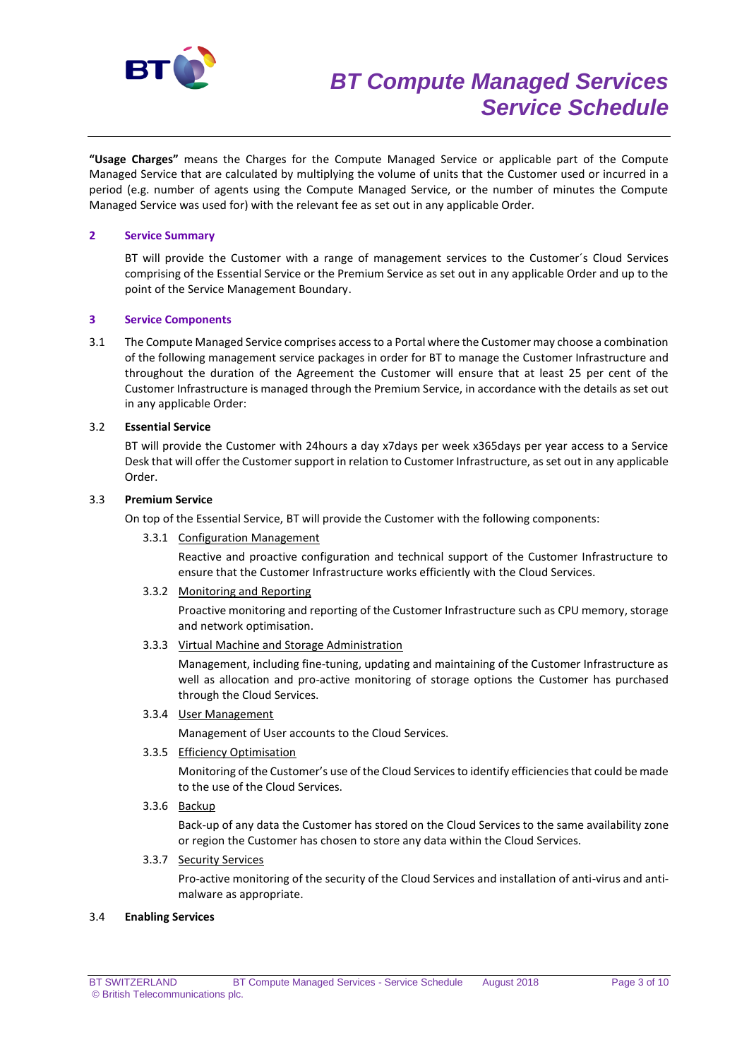**"Usage Charges"** means the Charges for the Compute Managed Service or applicable part of the Compute Managed Service that are calculated by multiplying the volume of units that the Customer used or incurred in a period (e.g. number of agents using the Compute Managed Service, or the number of minutes the Compute Managed Service was used for) with the relevant fee as set out in any applicable Order.

## 2 Service Summary

BT will provide the Customer with a range of management services to the Customer´s Cloud Services comprising of the Essential Service or the Premium Service as set out in any applicable Order and up to the point of the Service Management Boundary.

## 3 Service Components

3.1 The Compute Managed Service comprises access to a Portal where the Customer may choose a combination of the following management service packages in order for BT to manage the Customer Infrastructure and throughout the duration of the Agreement the Customer will ensure that at least 25 per cent of the Customer Infrastructure is managed through the Premium Service, in accordance with the details as set out in any applicable Order:

### 3.2 Essential Service

BT will provide the Customer with 24hours a day x7days per week x365days per year access to a Service Desk that will offer the Customer support in relation to Customer Infrastructure, as set out in any applicable Order.

### 3.3 Premium Service

On top of the Essential Service, BT will provide the Customer with the following components:

3.3.1 Configuration Management

Reactive and proactive configuration and technical support of the Customer Infrastructure to ensure that the Customer Infrastructure works efficiently with the Cloud Services.

3.3.2 Monitoring and Reporting

Proactive monitoring and reporting of the Customer Infrastructure such as CPU memory, storage and network optimisation.

3.3.3 Virtual Machine and Storage Administration

Management, including fine-tuning, updating and maintaining of the Customer Infrastructure as well as allocation and pro-active monitoring of storage options the Customer has purchased through the Cloud Services.

3.3.4 User Management

Management of User accounts to the Cloud Services.

3.3.5 Efficiency Optimisation

Monitoring of the Customer's use of the Cloud Services to identify efficiencies that could be made to the use of the Cloud Services.

3.3.6 Backup

Back-up of any data the Customer has stored on the Cloud Services to the same availability zone or region the Customer has chosen to store any data within the Cloud Services.

3.3.7 Security Services

Pro-active monitoring of the security of the Cloud Services and installation of anti-virus and anti-malware as appropriate.

### 3.4 Enabling Services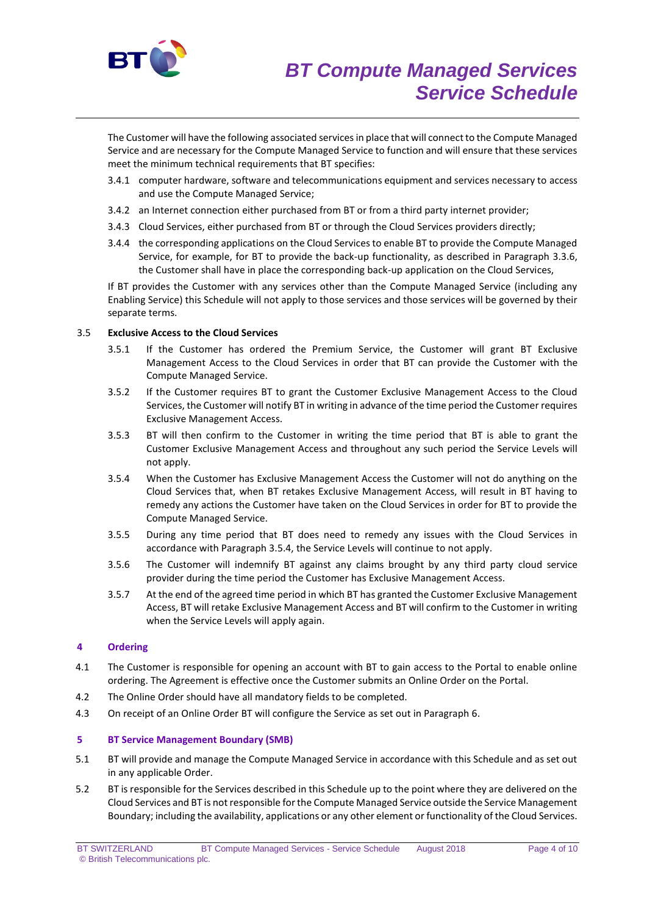The Customer will have the following associated services in place that will connect to the Compute Managed Service and are necessary for the Compute Managed Service to function and will ensure that these services meet the minimum technical requirements that BT specifies:

3.4.1 computer hardware, software and telecommunications equipment and services necessary to access and use the Compute Managed Service;

3.4.2 an Internet connection either purchased from BT or from a third party internet provider;

3.4.3 Cloud Services, either purchased from BT or through the Cloud Services providers directly;

3.4.4 the corresponding applications on the Cloud Services to enable BT to provide the Compute Managed Service, for example, for BT to provide the back-up functionality, as described in Paragraph 3.3.6, the Customer shall have in place the corresponding back-up application on the Cloud Services,

If BT provides the Customer with any services other than the Compute Managed Service (including any Enabling Service) this Schedule will not apply to those services and those services will be governed by their separate terms.

3.5 **Exclusive Access to the Cloud Services**

3.5.1 If the Customer has ordered the Premium Service, the Customer will grant BT Exclusive Management Access to the Cloud Services in order that BT can provide the Customer with the Compute Managed Service.

3.5.2 If the Customer requires BT to grant the Customer Exclusive Management Access to the Cloud Services, the Customer will notify BT in writing in advance of the time period the Customer requires Exclusive Management Access.

3.5.3 BT will then confirm to the Customer in writing the time period that BT is able to grant the Customer Exclusive Management Access and throughout any such period the Service Levels will not apply.

3.5.4 When the Customer has Exclusive Management Access the Customer will not do anything on the Cloud Services that, when BT retakes Exclusive Management Access, will result in BT having to remedy any actions the Customer have taken on the Cloud Services in order for BT to provide the Compute Managed Service.

3.5.5 During any time period that BT does need to remedy any issues with the Cloud Services in accordance with Paragraph 3.5.4, the Service Levels will continue to not apply.

3.5.6 The Customer will indemnify BT against any claims brought by any third party cloud service provider during the time period the Customer has Exclusive Management Access.

3.5.7 At the end of the agreed time period in which BT has granted the Customer Exclusive Management Access, BT will retake Exclusive Management Access and BT will confirm to the Customer in writing when the Service Levels will apply again.

## 4 Ordering

4.1 The Customer is responsible for opening an account with BT to gain access to the Portal to enable online ordering. The Agreement is effective once the Customer submits an Online Order on the Portal.

4.2 The Online Order should have all mandatory fields to be completed.

4.3 On receipt of an Online Order BT will configure the Service as set out in Paragraph 6.

## 5 BT Service Management Boundary (SMB)

5.1 BT will provide and manage the Compute Managed Service in accordance with this Schedule and as set out in any applicable Order.

5.2 BT is responsible for the Services described in this Schedule up to the point where they are delivered on the Cloud Services and BT is not responsible for the Compute Managed Service outside the Service Management Boundary; including the availability, applications or any other element or functionality of the Cloud Services.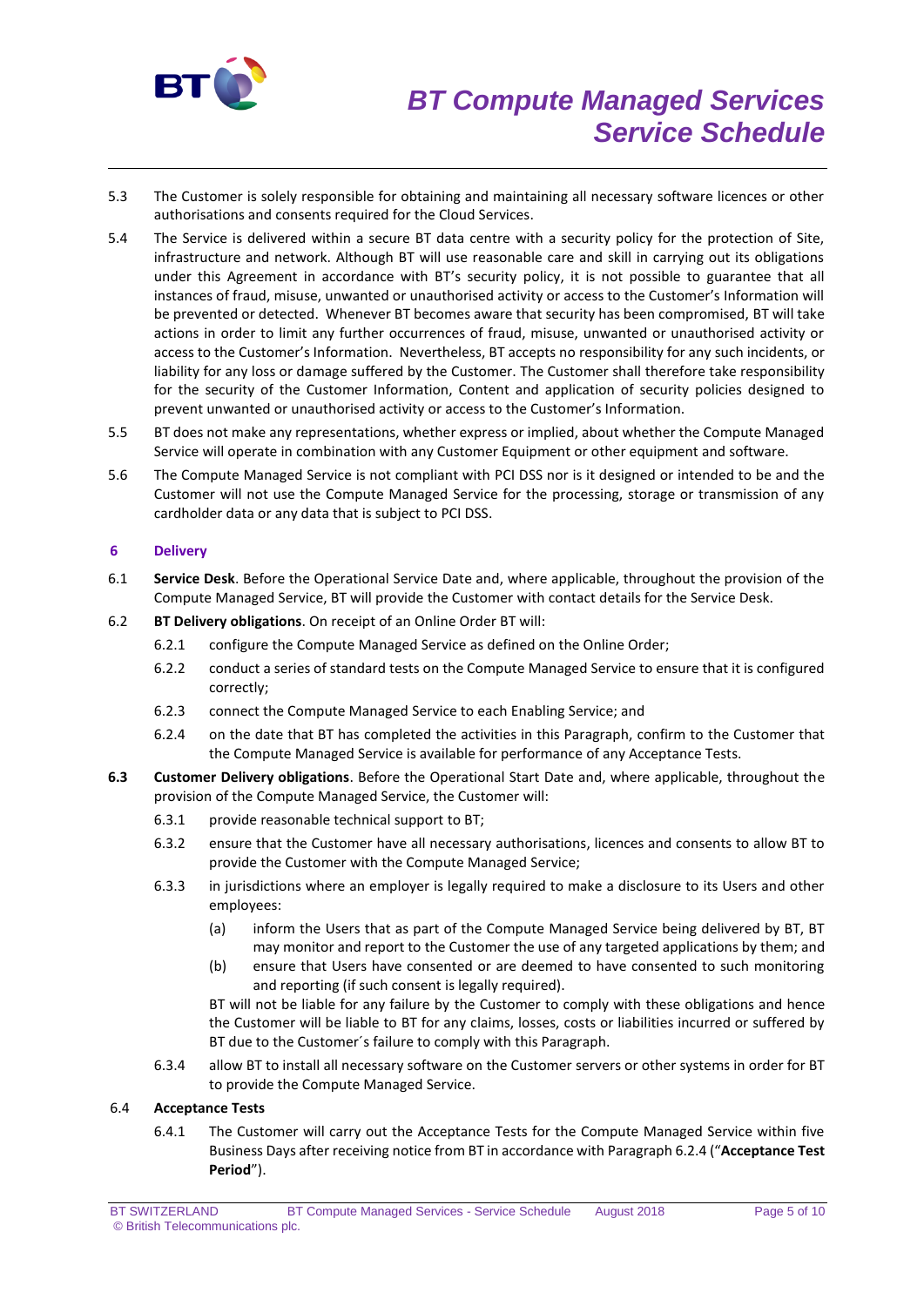5.3 The Customer is solely responsible for obtaining and maintaining all necessary software licences or other authorisations and consents required for the Cloud Services.

5.4 The Service is delivered within a secure BT data centre with a security policy for the protection of Site, infrastructure and network. Although BT will use reasonable care and skill in carrying out its obligations under this Agreement in accordance with BT's security policy, it is not possible to guarantee that all instances of fraud, misuse, unwanted or unauthorised activity or access to the Customer's Information will be prevented or detected. Whenever BT becomes aware that security has been compromised, BT will take actions in order to limit any further occurrences of fraud, misuse, unwanted or unauthorised activity or access to the Customer's Information. Nevertheless, BT accepts no responsibility for any such incidents, or liability for any loss or damage suffered by the Customer. The Customer shall therefore take responsibility for the security of the Customer Information, Content and application of security policies designed to prevent unwanted or unauthorised activity or access to the Customer's Information.

5.5 BT does not make any representations, whether express or implied, about whether the Compute Managed Service will operate in combination with any Customer Equipment or other equipment and software.

5.6 The Compute Managed Service is not compliant with PCI DSS nor is it designed or intended to be and the Customer will not use the Compute Managed Service for the processing, storage or transmission of any cardholder data or any data that is subject to PCI DSS.

## 6 Delivery

6.1 **Service Desk**. Before the Operational Service Date and, where applicable, throughout the provision of the Compute Managed Service, BT will provide the Customer with contact details for the Service Desk.

6.2 **BT Delivery obligations**. On receipt of an Online Order BT will:

- 6.2.1 configure the Compute Managed Service as defined on the Online Order;
- 6.2.2 conduct a series of standard tests on the Compute Managed Service to ensure that it is configured correctly;
- 6.2.3 connect the Compute Managed Service to each Enabling Service; and
- 6.2.4 on the date that BT has completed the activities in this Paragraph, confirm to the Customer that the Compute Managed Service is available for performance of any Acceptance Tests.

**6.3** **Customer Delivery obligations**. Before the Operational Start Date and, where applicable, throughout the provision of the Compute Managed Service, the Customer will:

- 6.3.1 provide reasonable technical support to BT;
- 6.3.2 ensure that the Customer have all necessary authorisations, licences and consents to allow BT to provide the Customer with the Compute Managed Service;
- 6.3.3 in jurisdictions where an employer is legally required to make a disclosure to its Users and other employees:
  - (a) inform the Users that as part of the Compute Managed Service being delivered by BT, BT may monitor and report to the Customer the use of any targeted applications by them; and
  - (b) ensure that Users have consented or are deemed to have consented to such monitoring and reporting (if such consent is legally required).

  BT will not be liable for any failure by the Customer to comply with these obligations and hence the Customer will be liable to BT for any claims, losses, costs or liabilities incurred or suffered by BT due to the Customer´s failure to comply with this Paragraph.
- 6.3.4 allow BT to install all necessary software on the Customer servers or other systems in order for BT to provide the Compute Managed Service.

6.4 **Acceptance Tests**

- 6.4.1 The Customer will carry out the Acceptance Tests for the Compute Managed Service within five Business Days after receiving notice from BT in accordance with Paragraph 6.2.4 ("**Acceptance Test Period**").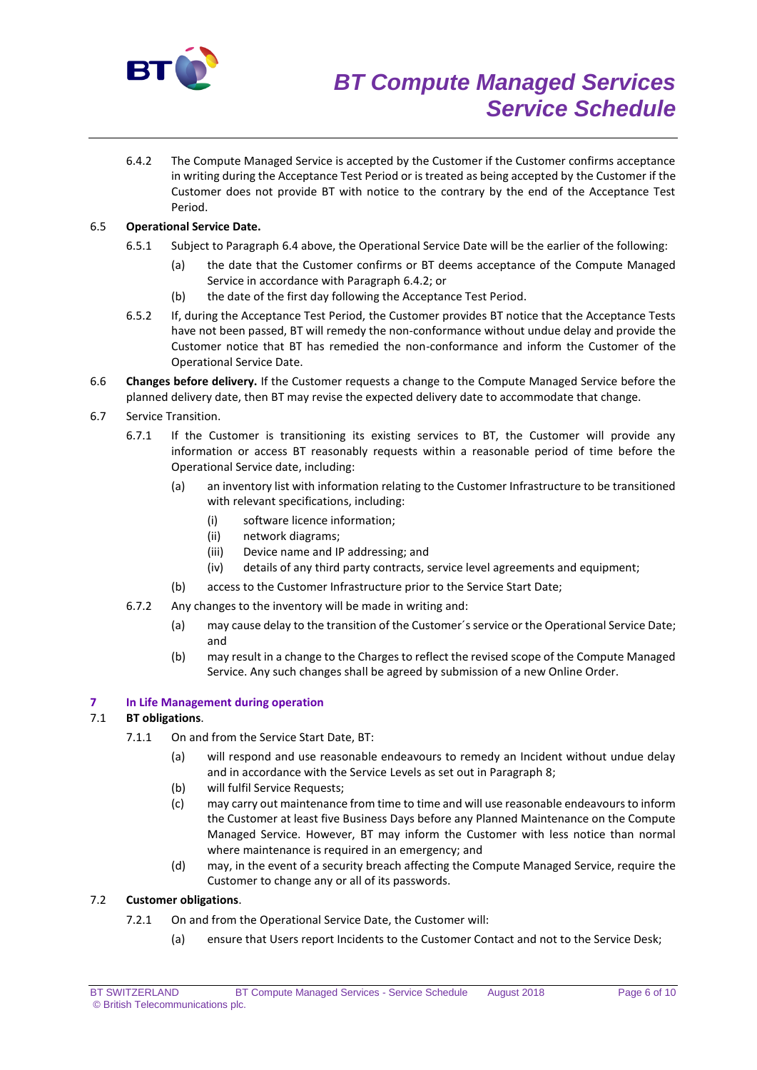6.4.2 The Compute Managed Service is accepted by the Customer if the Customer confirms acceptance in writing during the Acceptance Test Period or is treated as being accepted by the Customer if the Customer does not provide BT with notice to the contrary by the end of the Acceptance Test Period.

6.5 **Operational Service Date.**

6.5.1 Subject to Paragraph 6.4 above, the Operational Service Date will be the earlier of the following:

(a) the date that the Customer confirms or BT deems acceptance of the Compute Managed Service in accordance with Paragraph 6.4.2; or

(b) the date of the first day following the Acceptance Test Period.

6.5.2 If, during the Acceptance Test Period, the Customer provides BT notice that the Acceptance Tests have not been passed, BT will remedy the non-conformance without undue delay and provide the Customer notice that BT has remedied the non-conformance and inform the Customer of the Operational Service Date.

6.6 **Changes before delivery.** If the Customer requests a change to the Compute Managed Service before the planned delivery date, then BT may revise the expected delivery date to accommodate that change.

6.7 Service Transition.

6.7.1 If the Customer is transitioning its existing services to BT, the Customer will provide any information or access BT reasonably requests within a reasonable period of time before the Operational Service date, including:

(a) an inventory list with information relating to the Customer Infrastructure to be transitioned with relevant specifications, including:

(i) software licence information;

(ii) network diagrams;

(iii) Device name and IP addressing; and

(iv) details of any third party contracts, service level agreements and equipment;

(b) access to the Customer Infrastructure prior to the Service Start Date;

6.7.2 Any changes to the inventory will be made in writing and:

(a) may cause delay to the transition of the Customer´s service or the Operational Service Date; and

(b) may result in a change to the Charges to reflect the revised scope of the Compute Managed Service. Any such changes shall be agreed by submission of a new Online Order.

## 7 In Life Management during operation

7.1 **BT obligations**.

7.1.1 On and from the Service Start Date, BT:

(a) will respond and use reasonable endeavours to remedy an Incident without undue delay and in accordance with the Service Levels as set out in Paragraph 8;

(b) will fulfil Service Requests;

(c) may carry out maintenance from time to time and will use reasonable endeavours to inform the Customer at least five Business Days before any Planned Maintenance on the Compute Managed Service. However, BT may inform the Customer with less notice than normal where maintenance is required in an emergency; and

(d) may, in the event of a security breach affecting the Compute Managed Service, require the Customer to change any or all of its passwords.

7.2 **Customer obligations**.

7.2.1 On and from the Operational Service Date, the Customer will:

(a) ensure that Users report Incidents to the Customer Contact and not to the Service Desk;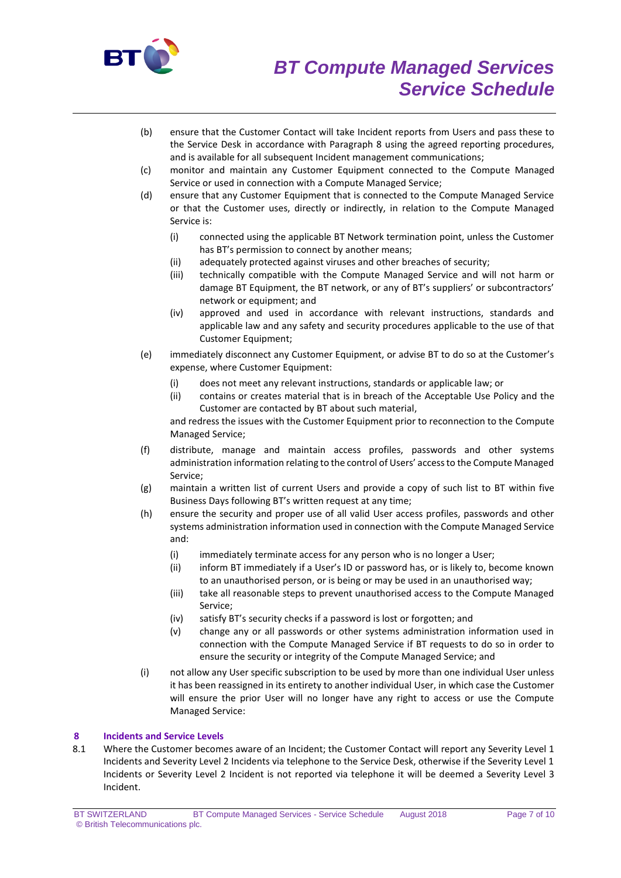(b) ensure that the Customer Contact will take Incident reports from Users and pass these to the Service Desk in accordance with Paragraph 8 using the agreed reporting procedures, and is available for all subsequent Incident management communications;

(c) monitor and maintain any Customer Equipment connected to the Compute Managed Service or used in connection with a Compute Managed Service;

(d) ensure that any Customer Equipment that is connected to the Compute Managed Service or that the Customer uses, directly or indirectly, in relation to the Compute Managed Service is:

  (i) connected using the applicable BT Network termination point, unless the Customer has BT's permission to connect by another means;

  (ii) adequately protected against viruses and other breaches of security;

  (iii) technically compatible with the Compute Managed Service and will not harm or damage BT Equipment, the BT network, or any of BT's suppliers' or subcontractors' network or equipment; and

  (iv) approved and used in accordance with relevant instructions, standards and applicable law and any safety and security procedures applicable to the use of that Customer Equipment;

(e) immediately disconnect any Customer Equipment, or advise BT to do so at the Customer's expense, where Customer Equipment:

  (i) does not meet any relevant instructions, standards or applicable law; or

  (ii) contains or creates material that is in breach of the Acceptable Use Policy and the Customer are contacted by BT about such material,

  and redress the issues with the Customer Equipment prior to reconnection to the Compute Managed Service;

(f) distribute, manage and maintain access profiles, passwords and other systems administration information relating to the control of Users' access to the Compute Managed Service;

(g) maintain a written list of current Users and provide a copy of such list to BT within five Business Days following BT's written request at any time;

(h) ensure the security and proper use of all valid User access profiles, passwords and other systems administration information used in connection with the Compute Managed Service and:

  (i) immediately terminate access for any person who is no longer a User;

  (ii) inform BT immediately if a User's ID or password has, or is likely to, become known to an unauthorised person, or is being or may be used in an unauthorised way;

  (iii) take all reasonable steps to prevent unauthorised access to the Compute Managed Service;

  (iv) satisfy BT's security checks if a password is lost or forgotten; and

  (v) change any or all passwords or other systems administration information used in connection with the Compute Managed Service if BT requests to do so in order to ensure the security or integrity of the Compute Managed Service; and

(i) not allow any User specific subscription to be used by more than one individual User unless it has been reassigned in its entirety to another individual User, in which case the Customer will ensure the prior User will no longer have any right to access or use the Compute Managed Service:

## 8 Incidents and Service Levels

8.1 Where the Customer becomes aware of an Incident; the Customer Contact will report any Severity Level 1 Incidents and Severity Level 2 Incidents via telephone to the Service Desk, otherwise if the Severity Level 1 Incidents or Severity Level 2 Incident is not reported via telephone it will be deemed a Severity Level 3 Incident.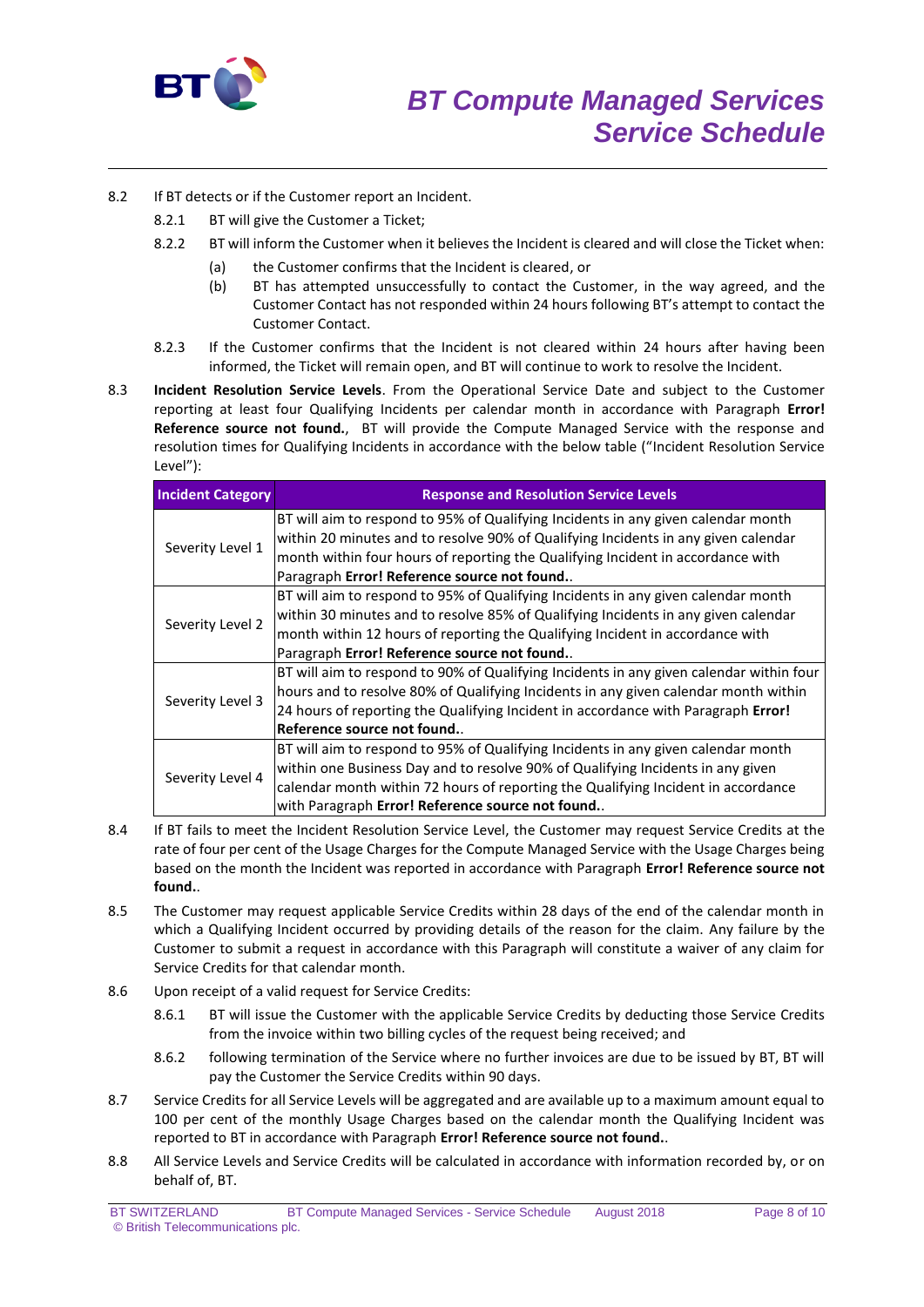8.2 If BT detects or if the Customer report an Incident.

8.2.1 BT will give the Customer a Ticket;

8.2.2 BT will inform the Customer when it believes the Incident is cleared and will close the Ticket when:

(a) the Customer confirms that the Incident is cleared, or

(b) BT has attempted unsuccessfully to contact the Customer, in the way agreed, and the Customer Contact has not responded within 24 hours following BT's attempt to contact the Customer Contact.

8.2.3 If the Customer confirms that the Incident is not cleared within 24 hours after having been informed, the Ticket will remain open, and BT will continue to work to resolve the Incident.

8.3 **Incident Resolution Service Levels**. From the Operational Service Date and subject to the Customer reporting at least four Qualifying Incidents per calendar month in accordance with Paragraph **Error! Reference source not found.**, BT will provide the Compute Managed Service with the response and resolution times for Qualifying Incidents in accordance with the below table ("Incident Resolution Service Level"):

| Incident Category | Response and Resolution Service Levels |
|---|---|
| Severity Level 1 | BT will aim to respond to 95% of Qualifying Incidents in any given calendar month within 20 minutes and to resolve 90% of Qualifying Incidents in any given calendar month within four hours of reporting the Qualifying Incident in accordance with Paragraph **Error! Reference source not found.**. |
| Severity Level 2 | BT will aim to respond to 95% of Qualifying Incidents in any given calendar month within 30 minutes and to resolve 85% of Qualifying Incidents in any given calendar month within 12 hours of reporting the Qualifying Incident in accordance with Paragraph **Error! Reference source not found.**. |
| Severity Level 3 | BT will aim to respond to 90% of Qualifying Incidents in any given calendar within four hours and to resolve 80% of Qualifying Incidents in any given calendar month within 24 hours of reporting the Qualifying Incident in accordance with Paragraph **Error! Reference source not found.**. |
| Severity Level 4 | BT will aim to respond to 95% of Qualifying Incidents in any given calendar month within one Business Day and to resolve 90% of Qualifying Incidents in any given calendar month within 72 hours of reporting the Qualifying Incident in accordance with Paragraph **Error! Reference source not found.**. |

8.4 If BT fails to meet the Incident Resolution Service Level, the Customer may request Service Credits at the rate of four per cent of the Usage Charges for the Compute Managed Service with the Usage Charges being based on the month the Incident was reported in accordance with Paragraph **Error! Reference source not found.**.

8.5 The Customer may request applicable Service Credits within 28 days of the end of the calendar month in which a Qualifying Incident occurred by providing details of the reason for the claim. Any failure by the Customer to submit a request in accordance with this Paragraph will constitute a waiver of any claim for Service Credits for that calendar month.

8.6 Upon receipt of a valid request for Service Credits:

8.6.1 BT will issue the Customer with the applicable Service Credits by deducting those Service Credits from the invoice within two billing cycles of the request being received; and

8.6.2 following termination of the Service where no further invoices are due to be issued by BT, BT will pay the Customer the Service Credits within 90 days.

8.7 Service Credits for all Service Levels will be aggregated and are available up to a maximum amount equal to 100 per cent of the monthly Usage Charges based on the calendar month the Qualifying Incident was reported to BT in accordance with Paragraph **Error! Reference source not found.**.

8.8 All Service Levels and Service Credits will be calculated in accordance with information recorded by, or on behalf of, BT.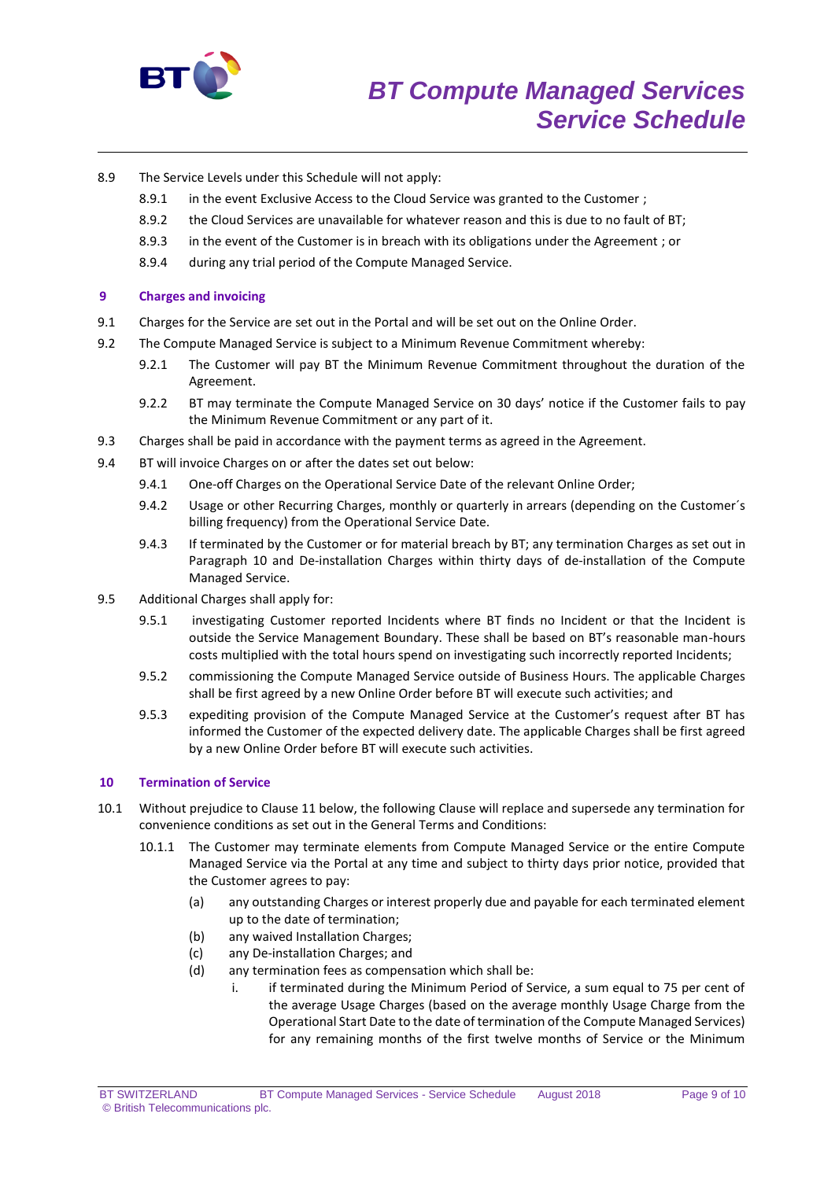8.9 The Service Levels under this Schedule will not apply:

8.9.1 in the event Exclusive Access to the Cloud Service was granted to the Customer ;

8.9.2 the Cloud Services are unavailable for whatever reason and this is due to no fault of BT;

8.9.3 in the event of the Customer is in breach with its obligations under the Agreement ; or

8.9.4 during any trial period of the Compute Managed Service.

## 9 Charges and invoicing

9.1 Charges for the Service are set out in the Portal and will be set out on the Online Order.

9.2 The Compute Managed Service is subject to a Minimum Revenue Commitment whereby:

9.2.1 The Customer will pay BT the Minimum Revenue Commitment throughout the duration of the Agreement.

9.2.2 BT may terminate the Compute Managed Service on 30 days' notice if the Customer fails to pay the Minimum Revenue Commitment or any part of it.

9.3 Charges shall be paid in accordance with the payment terms as agreed in the Agreement.

9.4 BT will invoice Charges on or after the dates set out below:

9.4.1 One-off Charges on the Operational Service Date of the relevant Online Order;

9.4.2 Usage or other Recurring Charges, monthly or quarterly in arrears (depending on the Customer´s billing frequency) from the Operational Service Date.

9.4.3 If terminated by the Customer or for material breach by BT; any termination Charges as set out in Paragraph 10 and De-installation Charges within thirty days of de-installation of the Compute Managed Service.

9.5 Additional Charges shall apply for:

9.5.1 investigating Customer reported Incidents where BT finds no Incident or that the Incident is outside the Service Management Boundary. These shall be based on BT's reasonable man-hours costs multiplied with the total hours spend on investigating such incorrectly reported Incidents;

9.5.2 commissioning the Compute Managed Service outside of Business Hours. The applicable Charges shall be first agreed by a new Online Order before BT will execute such activities; and

9.5.3 expediting provision of the Compute Managed Service at the Customer's request after BT has informed the Customer of the expected delivery date. The applicable Charges shall be first agreed by a new Online Order before BT will execute such activities.

## 10 Termination of Service

10.1 Without prejudice to Clause 11 below, the following Clause will replace and supersede any termination for convenience conditions as set out in the General Terms and Conditions:

10.1.1 The Customer may terminate elements from Compute Managed Service or the entire Compute Managed Service via the Portal at any time and subject to thirty days prior notice, provided that the Customer agrees to pay:

(a) any outstanding Charges or interest properly due and payable for each terminated element up to the date of termination;

(b) any waived Installation Charges;

(c) any De-installation Charges; and

(d) any termination fees as compensation which shall be:

i. if terminated during the Minimum Period of Service, a sum equal to 75 per cent of the average Usage Charges (based on the average monthly Usage Charge from the Operational Start Date to the date of termination of the Compute Managed Services) for any remaining months of the first twelve months of Service or the Minimum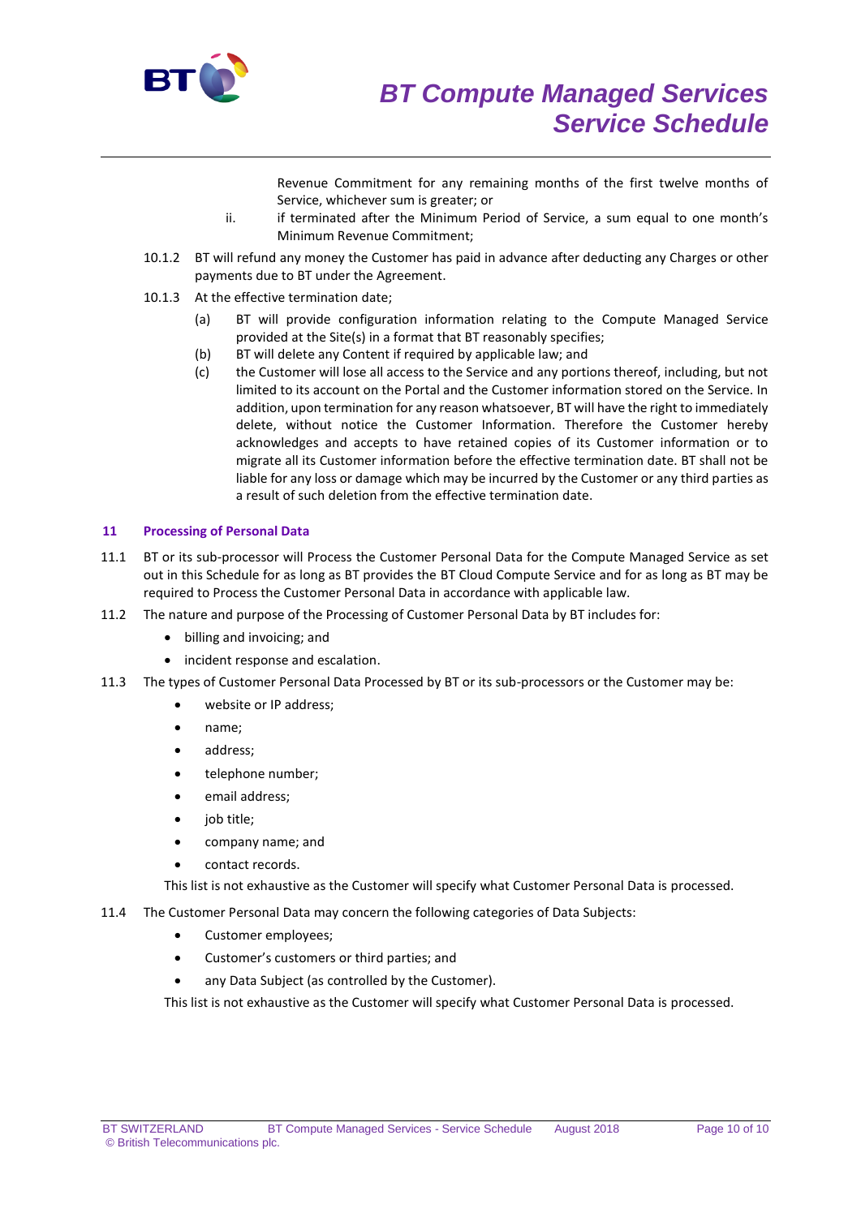Revenue Commitment for any remaining months of the first twelve months of Service, whichever sum is greater; or

ii. if terminated after the Minimum Period of Service, a sum equal to one month's Minimum Revenue Commitment;

10.1.2 BT will refund any money the Customer has paid in advance after deducting any Charges or other payments due to BT under the Agreement.

10.1.3 At the effective termination date;

(a) BT will provide configuration information relating to the Compute Managed Service provided at the Site(s) in a format that BT reasonably specifies;

(b) BT will delete any Content if required by applicable law; and

(c) the Customer will lose all access to the Service and any portions thereof, including, but not limited to its account on the Portal and the Customer information stored on the Service. In addition, upon termination for any reason whatsoever, BT will have the right to immediately delete, without notice the Customer Information. Therefore the Customer hereby acknowledges and accepts to have retained copies of its Customer information or to migrate all its Customer information before the effective termination date. BT shall not be liable for any loss or damage which may be incurred by the Customer or any third parties as a result of such deletion from the effective termination date.

## 11 Processing of Personal Data

11.1 BT or its sub-processor will Process the Customer Personal Data for the Compute Managed Service as set out in this Schedule for as long as BT provides the BT Cloud Compute Service and for as long as BT may be required to Process the Customer Personal Data in accordance with applicable law.

11.2 The nature and purpose of the Processing of Customer Personal Data by BT includes for:

- billing and invoicing; and
- incident response and escalation.

11.3 The types of Customer Personal Data Processed by BT or its sub-processors or the Customer may be:

- website or IP address;
- name;
- address;
- telephone number;
- email address;
- job title;
- company name; and
- contact records.

This list is not exhaustive as the Customer will specify what Customer Personal Data is processed.

11.4 The Customer Personal Data may concern the following categories of Data Subjects:

- Customer employees;
- Customer's customers or third parties; and
- any Data Subject (as controlled by the Customer).

This list is not exhaustive as the Customer will specify what Customer Personal Data is processed.